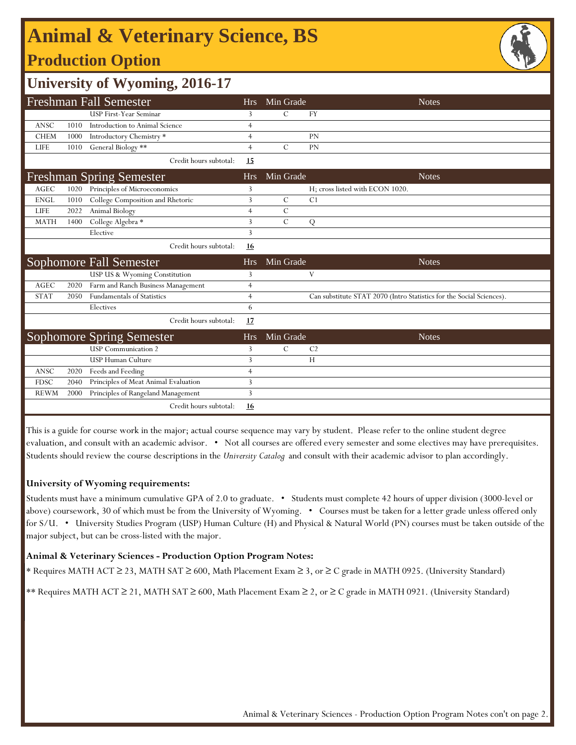# Animal & Veterinary Science, BS

## Production Option

## University of Wyoming, 2016-17

| Freshman Fall Semester | | | Hrs | Min Grade | Notes |
|---|---|---|---|---|---|
| | | USP First-Year Seminar | 3 | C | FY |
| ANSC | 1010 | Introduction to Animal Science | 4 | | |
| CHEM | 1000 | Introductory Chemistry * | 4 | | PN |
| LIFE | 1010 | General Biology ** | 4 | C | PN |
| | | Credit hours subtotal: | **15** | | |

| Freshman Spring Semester | | | Hrs | Min Grade | Notes |
|---|---|---|---|---|---|
| AGEC | 1020 | Principles of Microeconomics | 3 | | H; cross listed with ECON 1020. |
| ENGL | 1010 | College Composition and Rhetoric | 3 | C | C1 |
| LIFE | 2022 | Animal Biology | 4 | C | |
| MATH | 1400 | College Algebra * | 3 | C | Q |
| | | Elective | 3 | | |
| | | Credit hours subtotal: | **16** | | |

| Sophomore Fall Semester | | | Hrs | Min Grade | Notes |
|---|---|---|---|---|---|
| | | USP US & Wyoming Constitution | 3 | | V |
| AGEC | 2020 | Farm and Ranch Business Management | 4 | | |
| STAT | 2050 | Fundamentals of Statistics | 4 | | Can substitute STAT 2070 (Intro Statistics for the Social Sciences). |
| | | Electives | 6 | | |
| | | Credit hours subtotal: | **17** | | |

| Sophomore Spring Semester | | | Hrs | Min Grade | Notes |
|---|---|---|---|---|---|
| | | USP Communication 2 | 3 | C | C2 |
| | | USP Human Culture | 3 | | H |
| ANSC | 2020 | Feeds and Feeding | 4 | | |
| FDSC | 2040 | Principles of Meat Animal Evaluation | 3 | | |
| REWM | 2000 | Principles of Rangeland Management | 3 | | |
| | | Credit hours subtotal: | **16** | | |

This is a guide for course work in the major; actual course sequence may vary by student. Please refer to the online student degree evaluation, and consult with an academic advisor. • Not all courses are offered every semester and some electives may have prerequisites. Students should review the course descriptions in the *University Catalog* and consult with their academic advisor to plan accordingly.

**University of Wyoming requirements:**

Students must have a minimum cumulative GPA of 2.0 to graduate. • Students must complete 42 hours of upper division (3000-level or above) coursework, 30 of which must be from the University of Wyoming. • Courses must be taken for a letter grade unless offered only for S/U. • University Studies Program (USP) Human Culture (H) and Physical & Natural World (PN) courses must be taken outside of the major subject, but can be cross-listed with the major.

**Animal & Veterinary Sciences - Production Option Program Notes:**

* Requires MATH ACT ≥ 23, MATH SAT ≥ 600, Math Placement Exam ≥ 3, or ≥ C grade in MATH 0925. (University Standard)

** Requires MATH ACT ≥ 21, MATH SAT ≥ 600, Math Placement Exam ≥ 2, or ≥ C grade in MATH 0921. (University Standard)

Animal & Veterinary Sciences - Production Option Program Notes con't on page 2.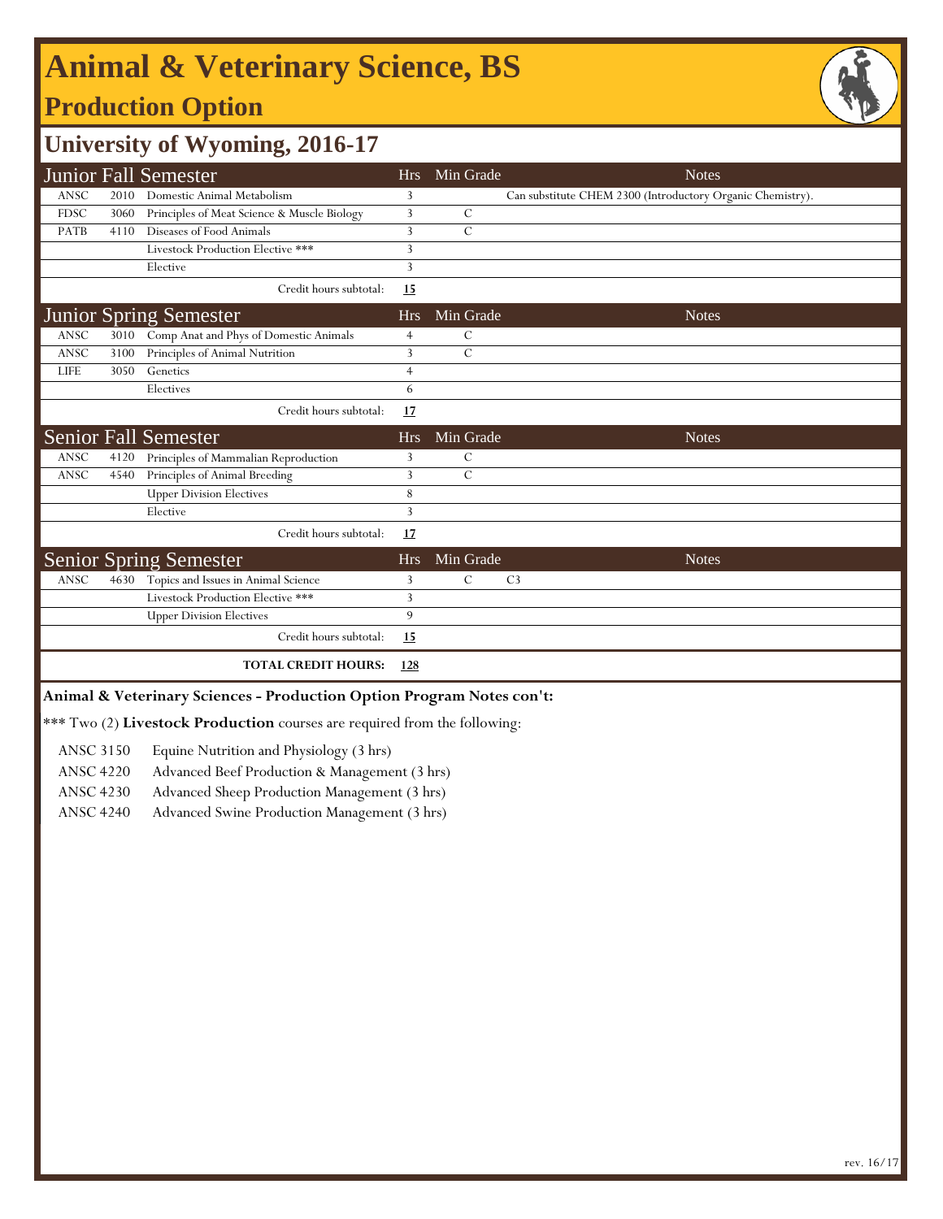# Animal & Veterinary Science, BS

## Production Option

## University of Wyoming, 2016-17

| Junior Fall Semester | | | Hrs | Min Grade | Notes |
|---|---|---|---|---|---|
| ANSC | 2010 | Domestic Animal Metabolism | 3 | | Can substitute CHEM 2300 (Introductory Organic Chemistry). |
| FDSC | 3060 | Principles of Meat Science & Muscle Biology | 3 | C | |
| PATB | 4110 | Diseases of Food Animals | 3 | C | |
| | | Livestock Production Elective *** | 3 | | |
| | | Elective | 3 | | |
| | | Credit hours subtotal: | **15** | | |

| Junior Spring Semester | | | Hrs | Min Grade | Notes |
|---|---|---|---|---|---|
| ANSC | 3010 | Comp Anat and Phys of Domestic Animals | 4 | C | |
| ANSC | 3100 | Principles of Animal Nutrition | 3 | C | |
| LIFE | 3050 | Genetics | 4 | | |
| | | Electives | 6 | | |
| | | Credit hours subtotal: | **17** | | |

| Senior Fall Semester | | | Hrs | Min Grade | Notes |
|---|---|---|---|---|---|
| ANSC | 4120 | Principles of Mammalian Reproduction | 3 | C | |
| ANSC | 4540 | Principles of Animal Breeding | 3 | C | |
| | | Upper Division Electives | 8 | | |
| | | Elective | 3 | | |
| | | Credit hours subtotal: | **17** | | |

| Senior Spring Semester | | | Hrs | Min Grade | Notes |
|---|---|---|---|---|---|
| ANSC | 4630 | Topics and Issues in Animal Science | 3 | C | C3 |
| | | Livestock Production Elective *** | 3 | | |
| | | Upper Division Electives | 9 | | |
| | | Credit hours subtotal: | **15** | | |
| | | **TOTAL CREDIT HOURS:** | **128** | | |

**Animal & Veterinary Sciences - Production Option Program Notes con't:**

*** Two (2) **Livestock Production** courses are required from the following:

- ANSC 3150 Equine Nutrition and Physiology (3 hrs)
- ANSC 4220 Advanced Beef Production & Management (3 hrs)
- ANSC 4230 Advanced Sheep Production Management (3 hrs)
- ANSC 4240 Advanced Swine Production Management (3 hrs)

rev. 16/17